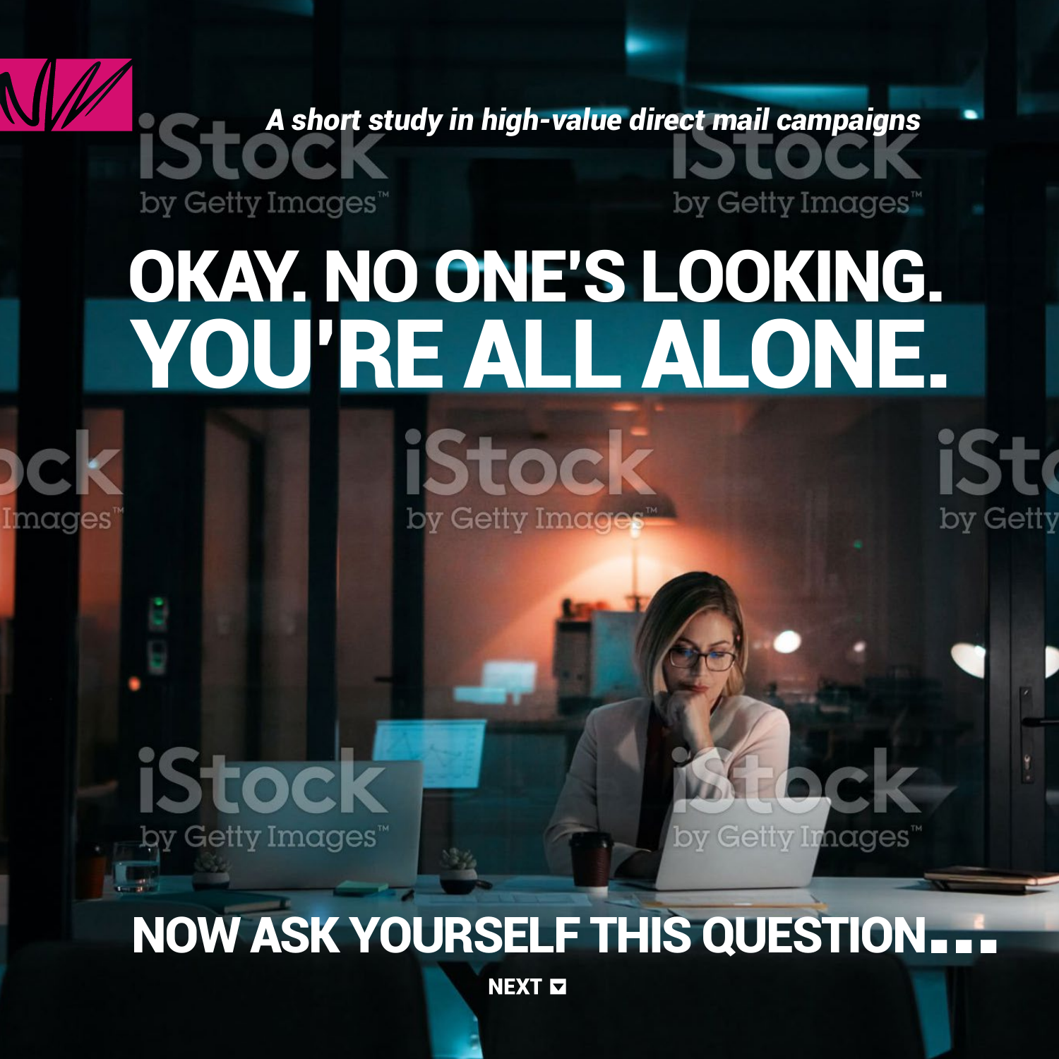*A short study in high-value direct mail campaigns*

# OKAY. NO ONE'S LOOKING.
# YOU'RE ALL ALONE.

## NOW ASK YOURSELF THIS QUESTION...

NEXT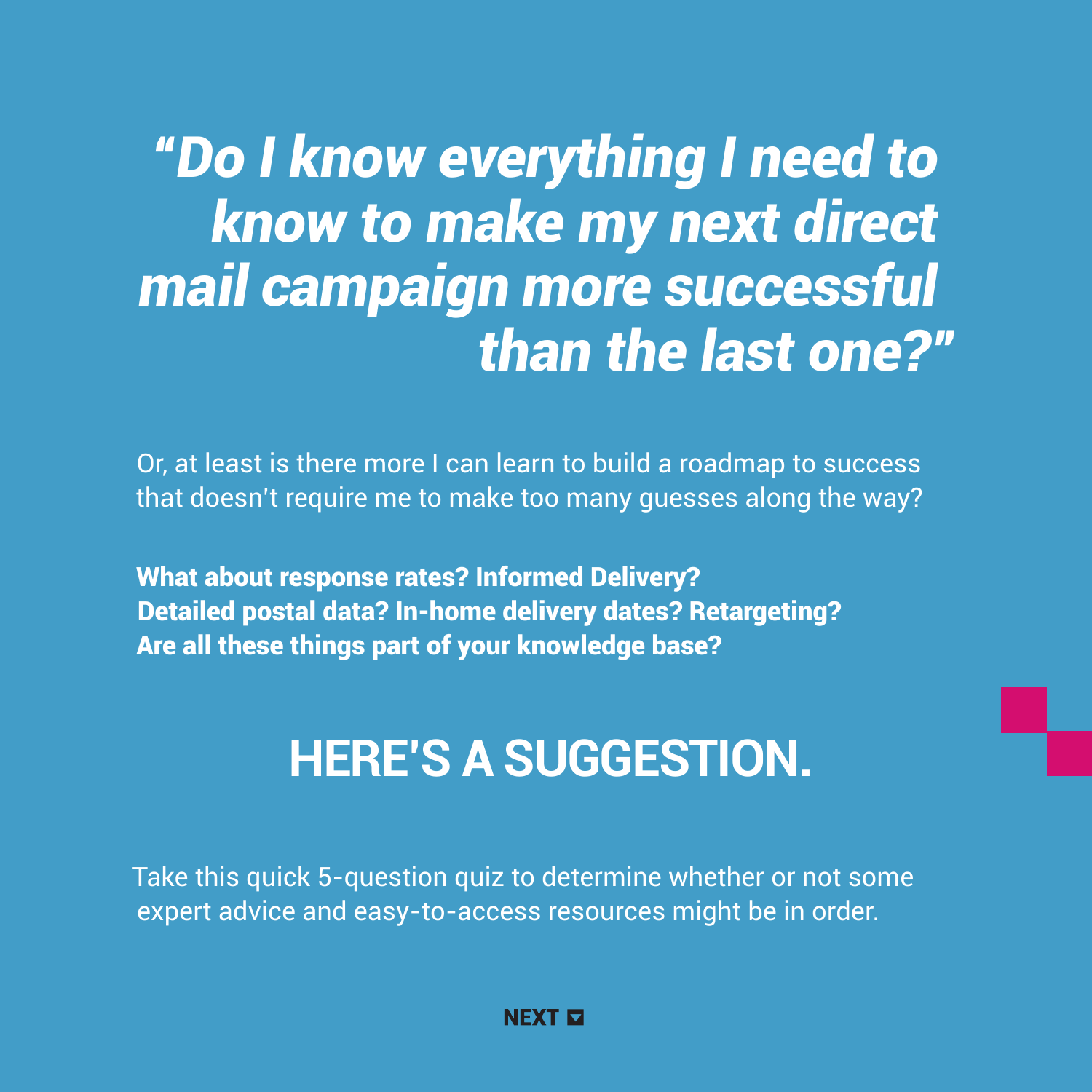*"Do I know everything I need to know to make my next direct mail campaign more successful than the last one?"*

Or, at least is there more I can learn to build a roadmap to success that doesn't require me to make too many guesses along the way?

**What about response rates? Informed Delivery? Detailed postal data? In-home delivery dates? Retargeting? Are all these things part of your knowledge base?**

## HERE'S A SUGGESTION.

Take this quick 5-question quiz to determine whether or not some expert advice and easy-to-access resources might be in order.

**NEXT**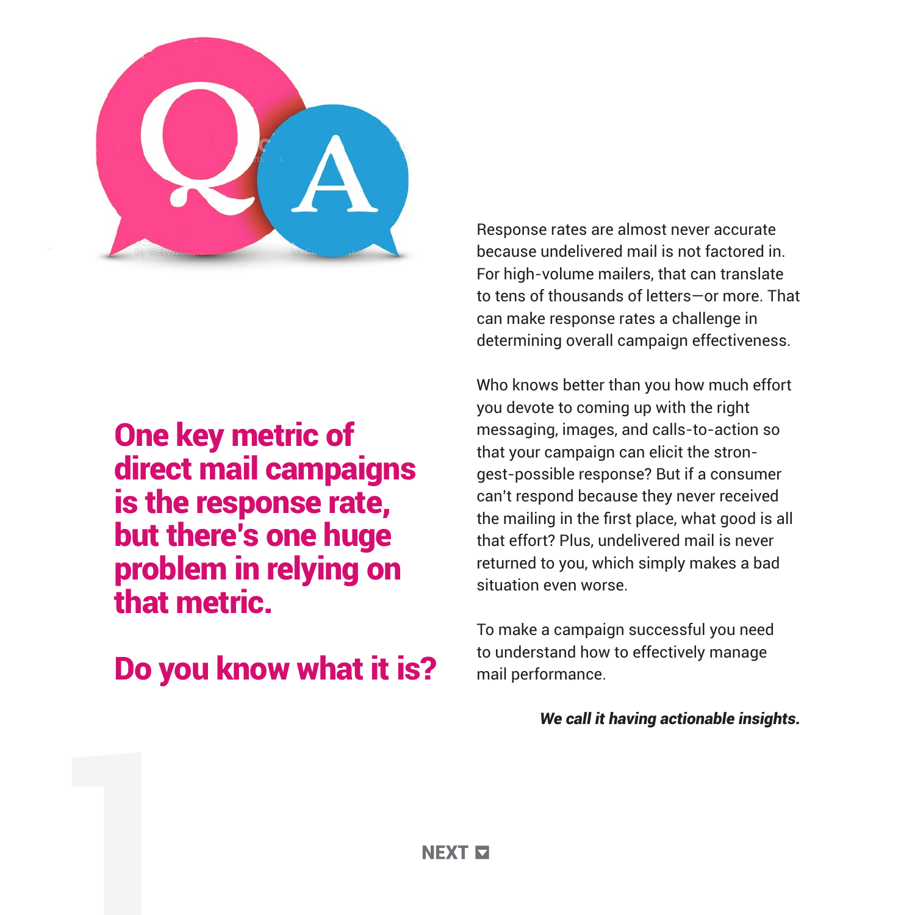## One key metric of direct mail campaigns is the response rate, but there's one huge problem in relying on that metric.

## Do you know what it is?

Response rates are almost never accurate because undelivered mail is not factored in. For high-volume mailers, that can translate to tens of thousands of letters—or more. That can make response rates a challenge in determining overall campaign effectiveness.

Who knows better than you how much effort you devote to coming up with the right messaging, images, and calls-to-action so that your campaign can elicit the strongest-possible response? But if a consumer can't respond because they never received the mailing in the first place, what good is all that effort? Plus, undelivered mail is never returned to you, which simply makes a bad situation even worse.

To make a campaign successful you need to understand how to effectively manage mail performance.

***We call it having actionable insights.***

**NEXT**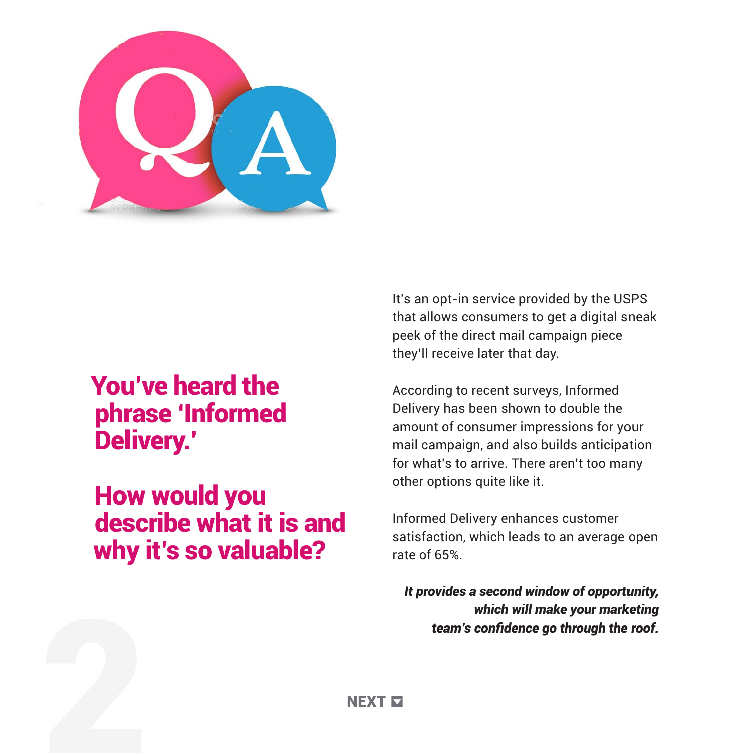## You've heard the phrase 'Informed Delivery.'

## How would you describe what it is and why it's so valuable?

It's an opt-in service provided by the USPS that allows consumers to get a digital sneak peek of the direct mail campaign piece they'll receive later that day.

According to recent surveys, Informed Delivery has been shown to double the amount of consumer impressions for your mail campaign, and also builds anticipation for what's to arrive. There aren't too many other options quite like it.

Informed Delivery enhances customer satisfaction, which leads to an average open rate of 65%.

***It provides a second window of opportunity, which will make your marketing team's confidence go through the roof.***

**NEXT**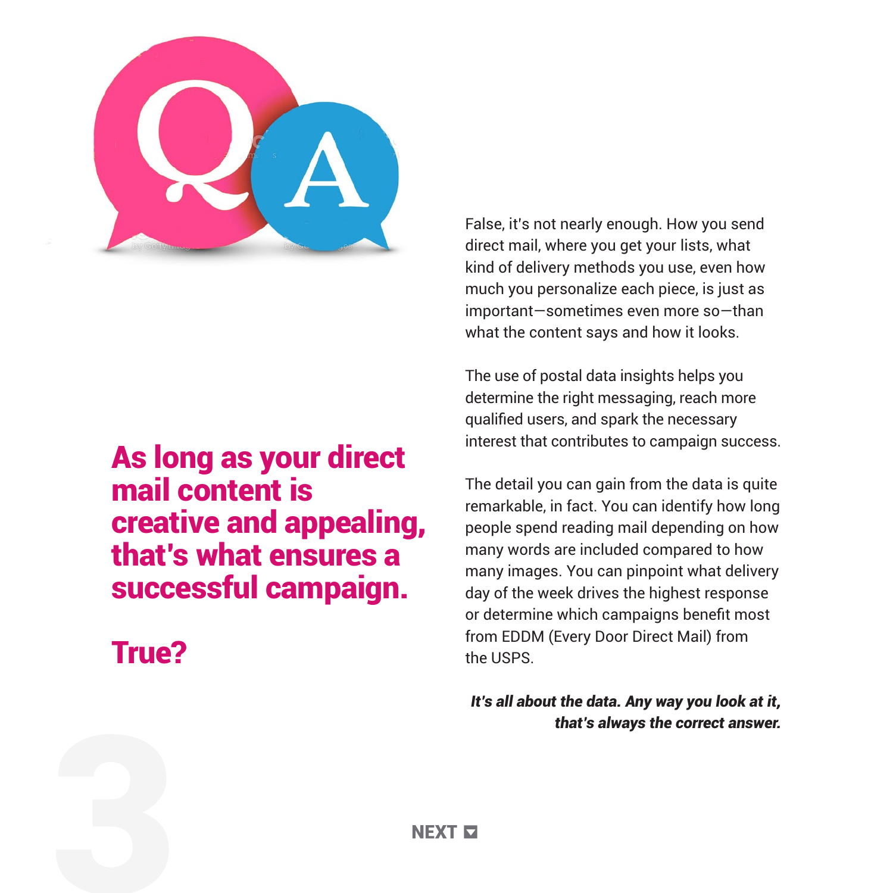## As long as your direct mail content is creative and appealing, that's what ensures a successful campaign.

## True?

False, it's not nearly enough. How you send direct mail, where you get your lists, what kind of delivery methods you use, even how much you personalize each piece, is just as important—sometimes even more so—than what the content says and how it looks.

The use of postal data insights helps you determine the right messaging, reach more qualified users, and spark the necessary interest that contributes to campaign success.

The detail you can gain from the data is quite remarkable, in fact. You can identify how long people spend reading mail depending on how many words are included compared to how many images. You can pinpoint what delivery day of the week drives the highest response or determine which campaigns benefit most from EDDM (Every Door Direct Mail) from the USPS.

***It's all about the data. Any way you look at it, that's always the correct answer.***

NEXT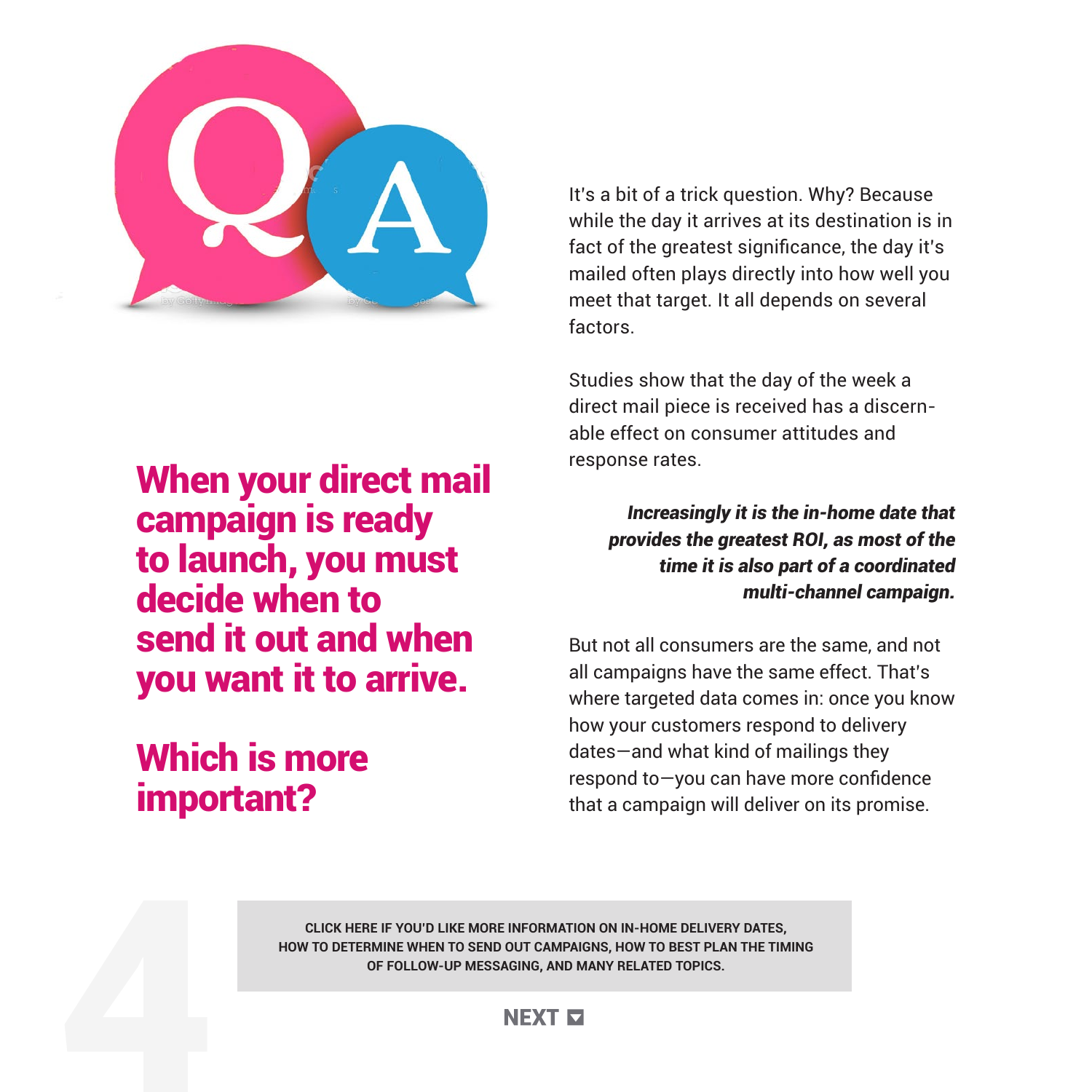## When your direct mail campaign is ready to launch, you must decide when to send it out and when you want it to arrive.

## Which is more important?

It's a bit of a trick question. Why? Because while the day it arrives at its destination is in fact of the greatest significance, the day it's mailed often plays directly into how well you meet that target. It all depends on several factors.

Studies show that the day of the week a direct mail piece is received has a discernable effect on consumer attitudes and response rates.

***Increasingly it is the in-home date that provides the greatest ROI, as most of the time it is also part of a coordinated multi-channel campaign.***

But not all consumers are the same, and not all campaigns have the same effect. That's where targeted data comes in: once you know how your customers respond to delivery dates—and what kind of mailings they respond to—you can have more confidence that a campaign will deliver on its promise.

**CLICK HERE IF YOU'D LIKE MORE INFORMATION ON IN-HOME DELIVERY DATES, HOW TO DETERMINE WHEN TO SEND OUT CAMPAIGNS, HOW TO BEST PLAN THE TIMING OF FOLLOW-UP MESSAGING, AND MANY RELATED TOPICS.**

**NEXT**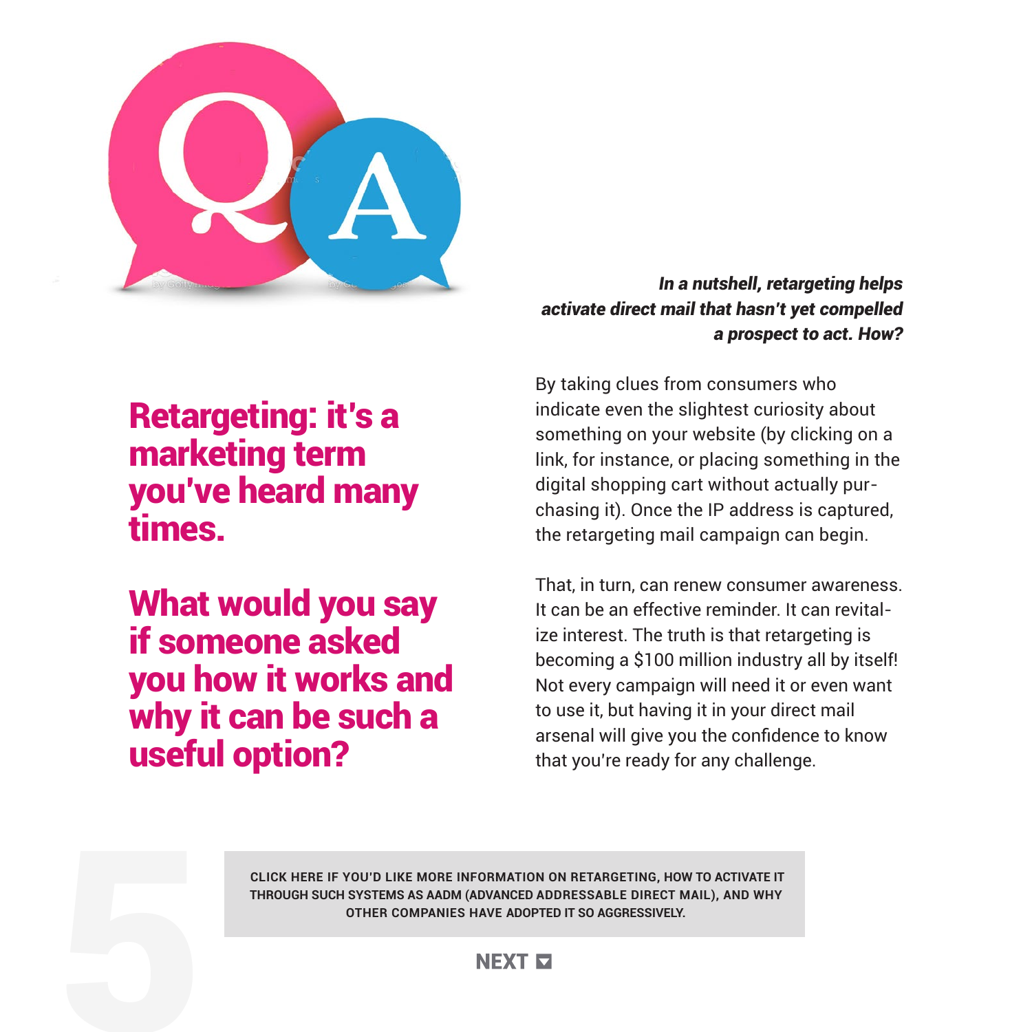## Retargeting: it's a marketing term you've heard many times.

## What would you say if someone asked you how it works and why it can be such a useful option?

***In a nutshell, retargeting helps activate direct mail that hasn't yet compelled a prospect to act. How?***

By taking clues from consumers who indicate even the slightest curiosity about something on your website (by clicking on a link, for instance, or placing something in the digital shopping cart without actually purchasing it). Once the IP address is captured, the retargeting mail campaign can begin.

That, in turn, can renew consumer awareness. It can be an effective reminder. It can revitalize interest. The truth is that retargeting is becoming a $100 million industry all by itself! Not every campaign will need it or even want to use it, but having it in your direct mail arsenal will give you the confidence to know that you're ready for any challenge.

**CLICK HERE IF YOU'D LIKE MORE INFORMATION ON RETARGETING, HOW TO ACTIVATE IT THROUGH SUCH SYSTEMS AS AADM (ADVANCED ADDRESSABLE DIRECT MAIL), AND WHY OTHER COMPANIES HAVE ADOPTED IT SO AGGRESSIVELY.**

**NEXT**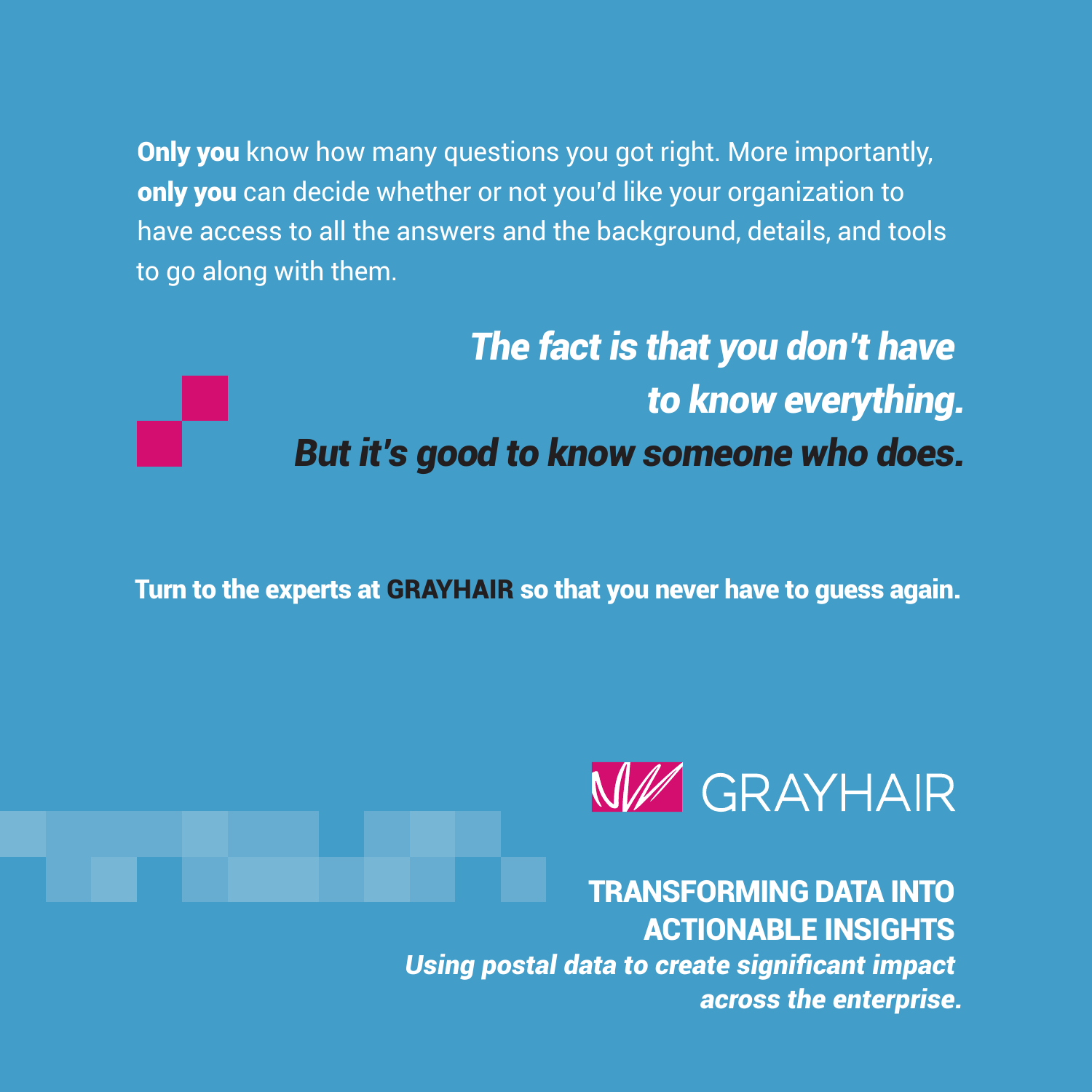**Only you** know how many questions you got right. More importantly, **only you** can decide whether or not you'd like your organization to have access to all the answers and the background, details, and tools to go along with them.

***The fact is that you don't have to know everything.***
***But it's good to know someone who does.***

**Turn to the experts at GRAYHAIR so that you never have to guess again.**

GRAYHAIR

**TRANSFORMING DATA INTO ACTIONABLE INSIGHTS**

***Using postal data to create significant impact across the enterprise.***